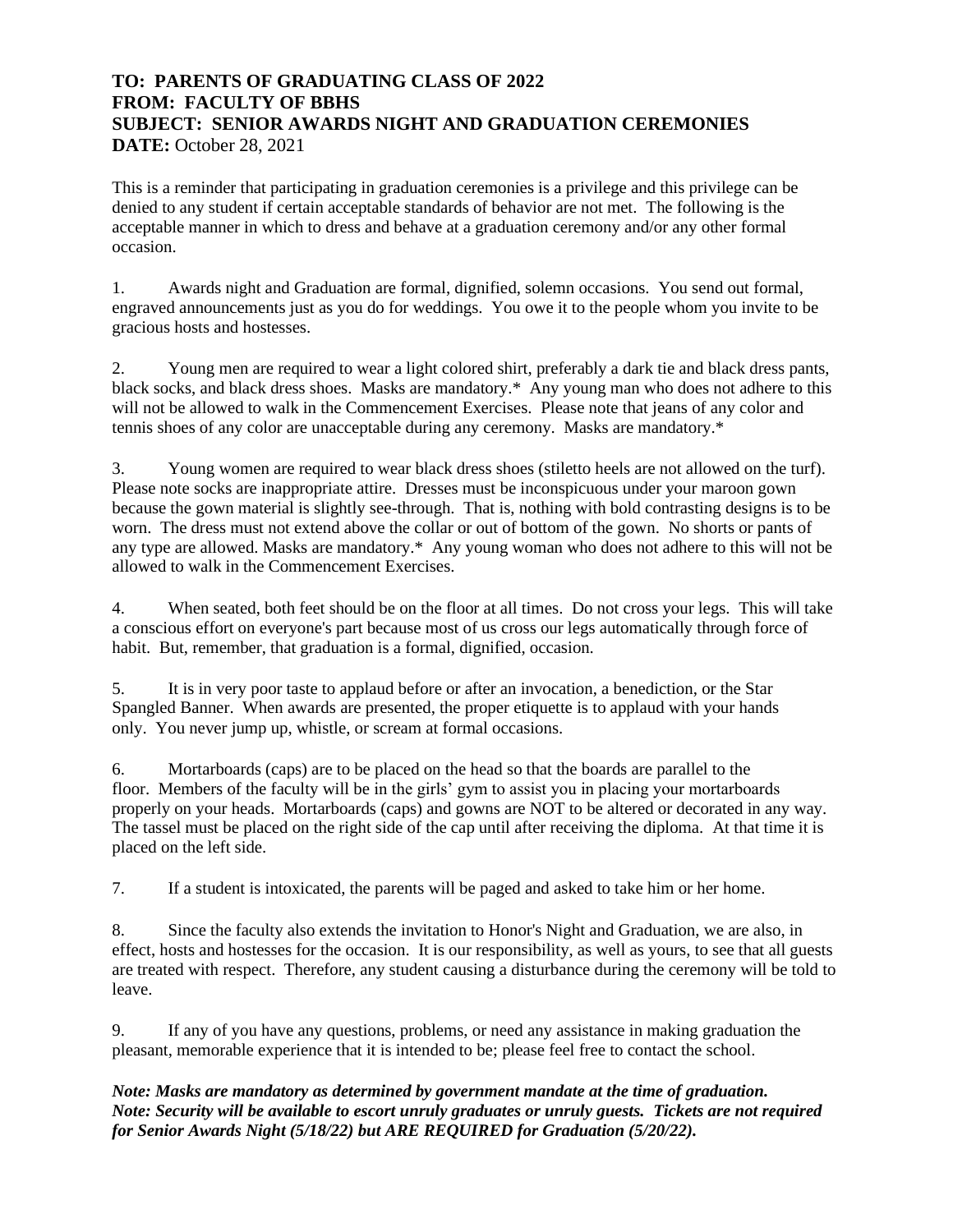**TO: PARENTS OF GRADUATING CLASS OF 2022**
**FROM: FACULTY OF BBHS**
**SUBJECT: SENIOR AWARDS NIGHT AND GRADUATION CEREMONIES**
**DATE:** October 28, 2021

This is a reminder that participating in graduation ceremonies is a privilege and this privilege can be denied to any student if certain acceptable standards of behavior are not met. The following is the acceptable manner in which to dress and behave at a graduation ceremony and/or any other formal occasion.

1. Awards night and Graduation are formal, dignified, solemn occasions. You send out formal, engraved announcements just as you do for weddings. You owe it to the people whom you invite to be gracious hosts and hostesses.

2. Young men are required to wear a light colored shirt, preferably a dark tie and black dress pants, black socks, and black dress shoes. Masks are mandatory.* Any young man who does not adhere to this will not be allowed to walk in the Commencement Exercises. Please note that jeans of any color and tennis shoes of any color are unacceptable during any ceremony. Masks are mandatory.*

3. Young women are required to wear black dress shoes (stiletto heels are not allowed on the turf). Please note socks are inappropriate attire. Dresses must be inconspicuous under your maroon gown because the gown material is slightly see-through. That is, nothing with bold contrasting designs is to be worn. The dress must not extend above the collar or out of bottom of the gown. No shorts or pants of any type are allowed. Masks are mandatory.* Any young woman who does not adhere to this will not be allowed to walk in the Commencement Exercises.

4. When seated, both feet should be on the floor at all times. Do not cross your legs. This will take a conscious effort on everyone's part because most of us cross our legs automatically through force of habit. But, remember, that graduation is a formal, dignified, occasion.

5. It is in very poor taste to applaud before or after an invocation, a benediction, or the Star Spangled Banner. When awards are presented, the proper etiquette is to applaud with your hands only. You never jump up, whistle, or scream at formal occasions.

6. Mortarboards (caps) are to be placed on the head so that the boards are parallel to the floor. Members of the faculty will be in the girls' gym to assist you in placing your mortarboards properly on your heads. Mortarboards (caps) and gowns are NOT to be altered or decorated in any way. The tassel must be placed on the right side of the cap until after receiving the diploma. At that time it is placed on the left side.

7. If a student is intoxicated, the parents will be paged and asked to take him or her home.

8. Since the faculty also extends the invitation to Honor's Night and Graduation, we are also, in effect, hosts and hostesses for the occasion. It is our responsibility, as well as yours, to see that all guests are treated with respect. Therefore, any student causing a disturbance during the ceremony will be told to leave.

9. If any of you have any questions, problems, or need any assistance in making graduation the pleasant, memorable experience that it is intended to be; please feel free to contact the school.

***Note: Masks are mandatory as determined by government mandate at the time of graduation.***
***Note: Security will be available to escort unruly graduates or unruly guests. Tickets are not required for Senior Awards Night (5/18/22) but ARE REQUIRED for Graduation (5/20/22).***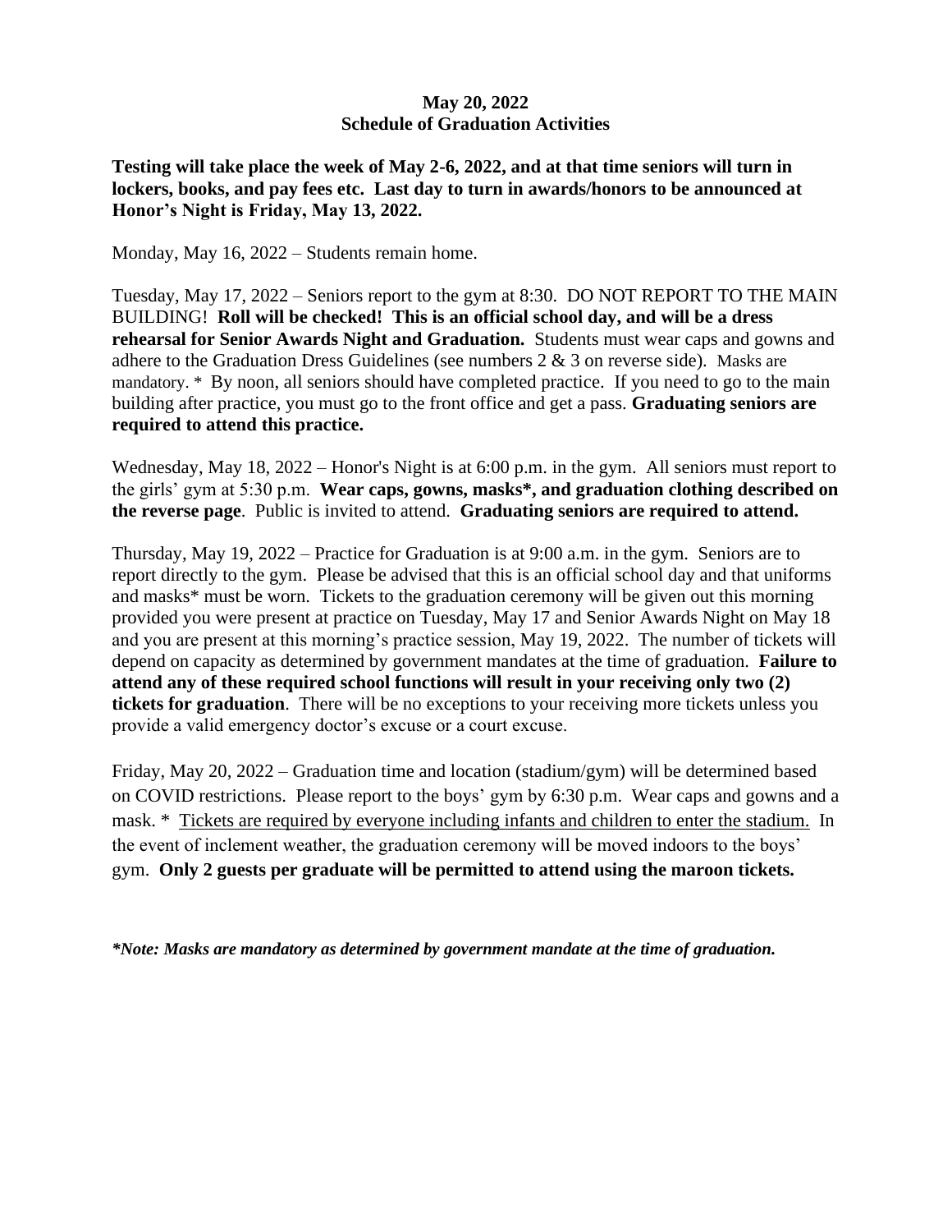**May 20, 2022**
**Schedule of Graduation Activities**

**Testing will take place the week of May 2-6, 2022, and at that time seniors will turn in lockers, books, and pay fees etc. Last day to turn in awards/honors to be announced at Honor's Night is Friday, May 13, 2022.**

Monday, May 16, 2022 – Students remain home.

Tuesday, May 17, 2022 – Seniors report to the gym at 8:30. DO NOT REPORT TO THE MAIN BUILDING! **Roll will be checked! This is an official school day, and will be a dress rehearsal for Senior Awards Night and Graduation.** Students must wear caps and gowns and adhere to the Graduation Dress Guidelines (see numbers 2 & 3 on reverse side). Masks are mandatory. * By noon, all seniors should have completed practice. If you need to go to the main building after practice, you must go to the front office and get a pass. **Graduating seniors are required to attend this practice.**

Wednesday, May 18, 2022 – Honor's Night is at 6:00 p.m. in the gym. All seniors must report to the girls' gym at 5:30 p.m. **Wear caps, gowns, masks*, and graduation clothing described on the reverse page**. Public is invited to attend. **Graduating seniors are required to attend.**

Thursday, May 19, 2022 – Practice for Graduation is at 9:00 a.m. in the gym. Seniors are to report directly to the gym. Please be advised that this is an official school day and that uniforms and masks* must be worn. Tickets to the graduation ceremony will be given out this morning provided you were present at practice on Tuesday, May 17 and Senior Awards Night on May 18 and you are present at this morning's practice session, May 19, 2022. The number of tickets will depend on capacity as determined by government mandates at the time of graduation. **Failure to attend any of these required school functions will result in your receiving only two (2) tickets for graduation**. There will be no exceptions to your receiving more tickets unless you provide a valid emergency doctor's excuse or a court excuse.

Friday, May 20, 2022 – Graduation time and location (stadium/gym) will be determined based on COVID restrictions. Please report to the boys' gym by 6:30 p.m. Wear caps and gowns and a mask. * Tickets are required by everyone including infants and children to enter the stadium. In the event of inclement weather, the graduation ceremony will be moved indoors to the boys' gym. **Only 2 guests per graduate will be permitted to attend using the maroon tickets.**

***Note: Masks are mandatory as determined by government mandate at the time of graduation.***